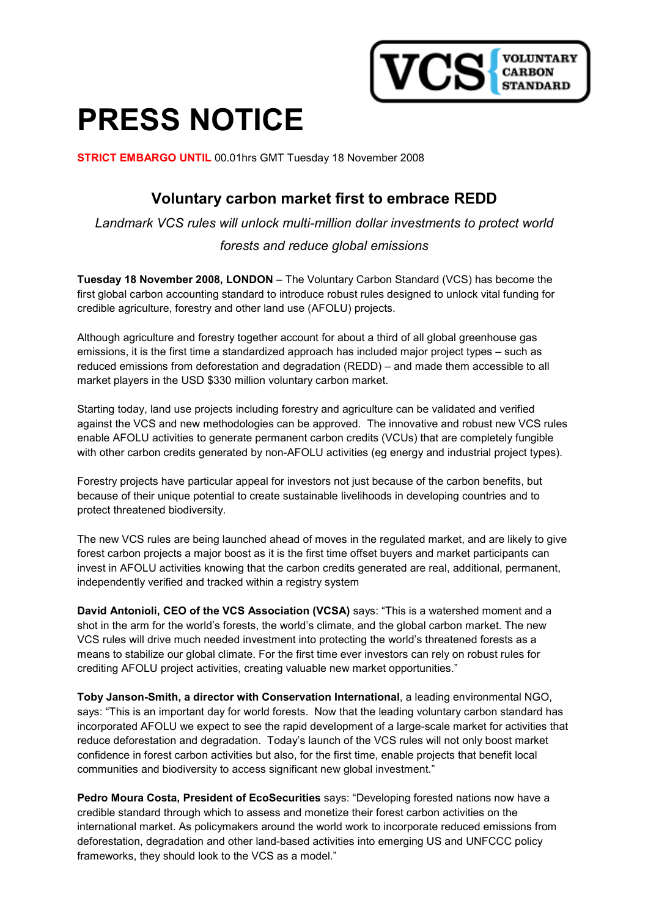VCS { VOLUNTARY CARBON STANDARD

# PRESS NOTICE

**STRICT EMBARGO UNTIL** 00.01hrs GMT Tuesday 18 November 2008

## Voluntary carbon market first to embrace REDD

*Landmark VCS rules will unlock multi-million dollar investments to protect world forests and reduce global emissions*

**Tuesday 18 November 2008, LONDON** – The Voluntary Carbon Standard (VCS) has become the first global carbon accounting standard to introduce robust rules designed to unlock vital funding for credible agriculture, forestry and other land use (AFOLU) projects.

Although agriculture and forestry together account for about a third of all global greenhouse gas emissions, it is the first time a standardized approach has included major project types – such as reduced emissions from deforestation and degradation (REDD) – and made them accessible to all market players in the USD $330 million voluntary carbon market.

Starting today, land use projects including forestry and agriculture can be validated and verified against the VCS and new methodologies can be approved. The innovative and robust new VCS rules enable AFOLU activities to generate permanent carbon credits (VCUs) that are completely fungible with other carbon credits generated by non-AFOLU activities (eg energy and industrial project types).

Forestry projects have particular appeal for investors not just because of the carbon benefits, but because of their unique potential to create sustainable livelihoods in developing countries and to protect threatened biodiversity.

The new VCS rules are being launched ahead of moves in the regulated market, and are likely to give forest carbon projects a major boost as it is the first time offset buyers and market participants can invest in AFOLU activities knowing that the carbon credits generated are real, additional, permanent, independently verified and tracked within a registry system

**David Antonioli, CEO of the VCS Association (VCSA)** says: "This is a watershed moment and a shot in the arm for the world's forests, the world's climate, and the global carbon market. The new VCS rules will drive much needed investment into protecting the world's threatened forests as a means to stabilize our global climate. For the first time ever investors can rely on robust rules for crediting AFOLU project activities, creating valuable new market opportunities."

**Toby Janson-Smith, a director with Conservation International**, a leading environmental NGO, says: "This is an important day for world forests. Now that the leading voluntary carbon standard has incorporated AFOLU we expect to see the rapid development of a large-scale market for activities that reduce deforestation and degradation. Today's launch of the VCS rules will not only boost market confidence in forest carbon activities but also, for the first time, enable projects that benefit local communities and biodiversity to access significant new global investment."

**Pedro Moura Costa, President of EcoSecurities** says: "Developing forested nations now have a credible standard through which to assess and monetize their forest carbon activities on the international market. As policymakers around the world work to incorporate reduced emissions from deforestation, degradation and other land-based activities into emerging US and UNFCCC policy frameworks, they should look to the VCS as a model."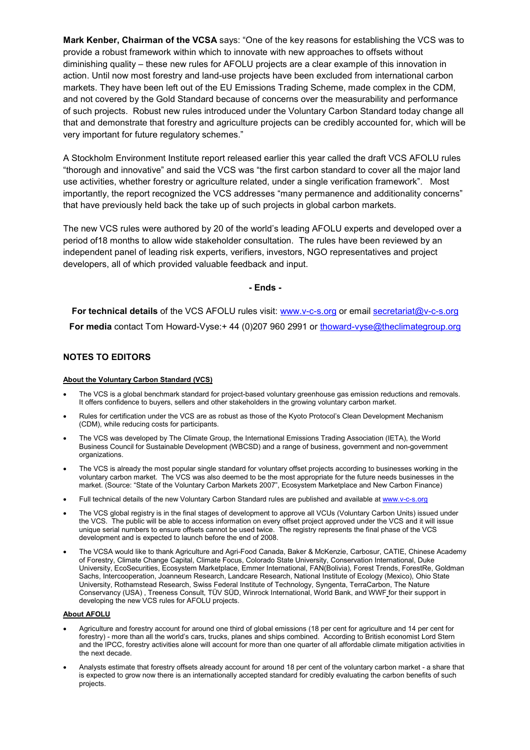**Mark Kenber, Chairman of the VCSA** says: "One of the key reasons for establishing the VCS was to provide a robust framework within which to innovate with new approaches to offsets without diminishing quality – these new rules for AFOLU projects are a clear example of this innovation in action. Until now most forestry and land-use projects have been excluded from international carbon markets. They have been left out of the EU Emissions Trading Scheme, made complex in the CDM, and not covered by the Gold Standard because of concerns over the measurability and performance of such projects. Robust new rules introduced under the Voluntary Carbon Standard today change all that and demonstrate that forestry and agriculture projects can be credibly accounted for, which will be very important for future regulatory schemes."

A Stockholm Environment Institute report released earlier this year called the draft VCS AFOLU rules "thorough and innovative" and said the VCS was "the first carbon standard to cover all the major land use activities, whether forestry or agriculture related, under a single verification framework". Most importantly, the report recognized the VCS addresses "many permanence and additionality concerns" that have previously held back the take up of such projects in global carbon markets.

The new VCS rules were authored by 20 of the world's leading AFOLU experts and developed over a period of18 months to allow wide stakeholder consultation. The rules have been reviewed by an independent panel of leading risk experts, verifiers, investors, NGO representatives and project developers, all of which provided valuable feedback and input.

**- Ends -**

**For technical details** of the VCS AFOLU rules visit: www.v-c-s.org or email secretariat@v-c-s.org

**For media** contact Tom Howard-Vyse:+ 44 (0)207 960 2991 or thoward-vyse@theclimategroup.org

## NOTES TO EDITORS

**About the Voluntary Carbon Standard (VCS)**

- The VCS is a global benchmark standard for project-based voluntary greenhouse gas emission reductions and removals. It offers confidence to buyers, sellers and other stakeholders in the growing voluntary carbon market.
- Rules for certification under the VCS are as robust as those of the Kyoto Protocol's Clean Development Mechanism (CDM), while reducing costs for participants.
- The VCS was developed by The Climate Group, the International Emissions Trading Association (IETA), the World Business Council for Sustainable Development (WBCSD) and a range of business, government and non-government organizations.
- The VCS is already the most popular single standard for voluntary offset projects according to businesses working in the voluntary carbon market. The VCS was also deemed to be the most appropriate for the future needs businesses in the market. (Source: "State of the Voluntary Carbon Markets 2007", Ecosystem Marketplace and New Carbon Finance)
- Full technical details of the new Voluntary Carbon Standard rules are published and available at www.v-c-s.org
- The VCS global registry is in the final stages of development to approve all VCUs (Voluntary Carbon Units) issued under the VCS. The public will be able to access information on every offset project approved under the VCS and it will issue unique serial numbers to ensure offsets cannot be used twice. The registry represents the final phase of the VCS development and is expected to launch before the end of 2008.
- The VCSA would like to thank Agriculture and Agri-Food Canada, Baker & McKenzie, Carbosur, CATIE, Chinese Academy of Forestry, Climate Change Capital, Climate Focus, Colorado State University, Conservation International, Duke University, EcoSecurities, Ecosystem Marketplace, Emmer International, FAN(Bolivia), Forest Trends, ForestRe, Goldman Sachs, Intercooperation, Joanneum Research, Landcare Research, National Institute of Ecology (Mexico), Ohio State University, Rothamstead Research, Swiss Federal Institute of Technology, Syngenta, TerraCarbon, The Nature Conservancy (USA) , Treeness Consult, TÜV SÜD, Winrock International, World Bank, and WWF for their support in developing the new VCS rules for AFOLU projects.

**About AFOLU**

- Agriculture and forestry account for around one third of global emissions (18 per cent for agriculture and 14 per cent for forestry) - more than all the world's cars, trucks, planes and ships combined. According to British economist Lord Stern and the IPCC, forestry activities alone will account for more than one quarter of all affordable climate mitigation activities in the next decade.
- Analysts estimate that forestry offsets already account for around 18 per cent of the voluntary carbon market - a share that is expected to grow now there is an internationally accepted standard for credibly evaluating the carbon benefits of such projects.